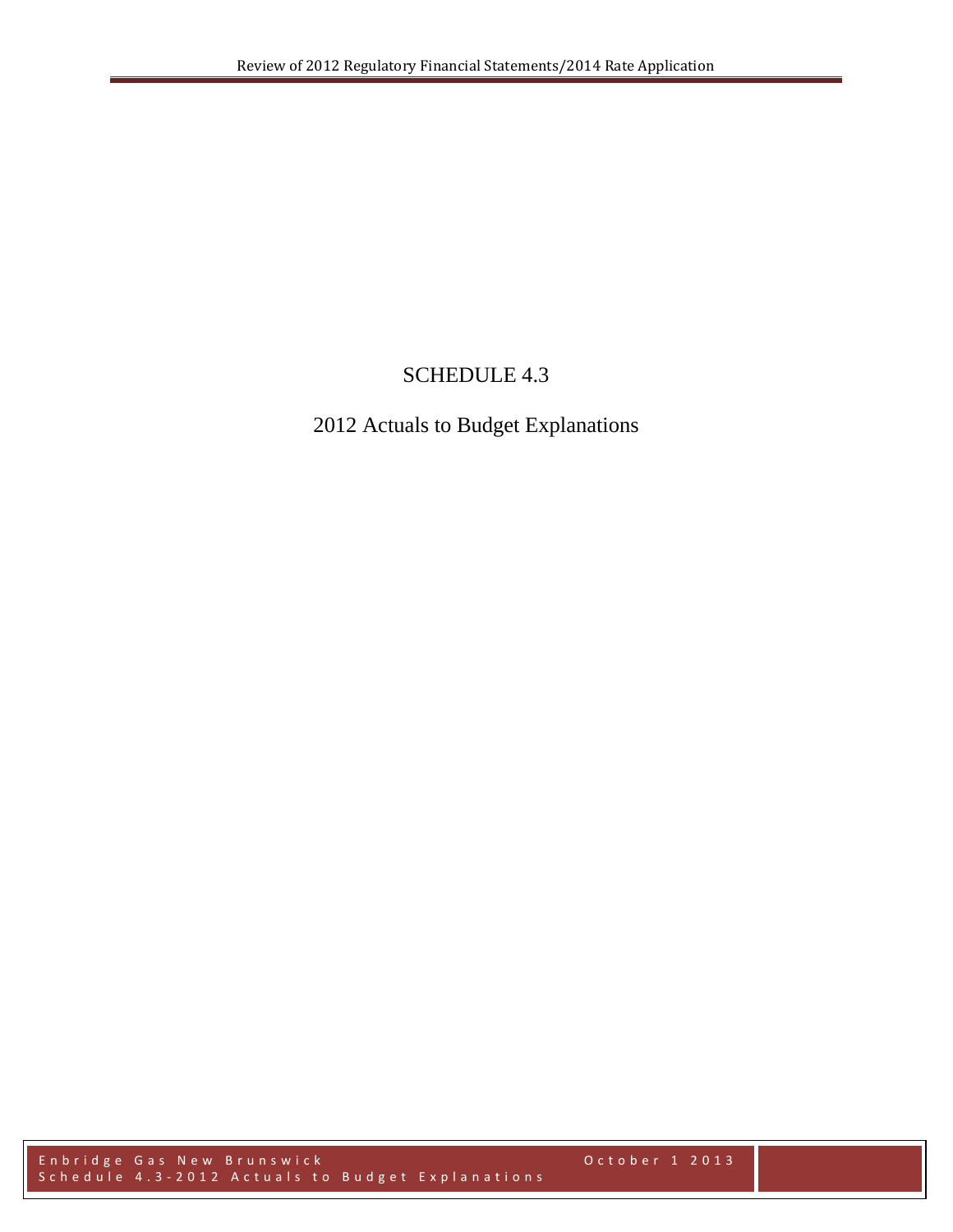# SCHEDULE 4.3

## 2012 Actuals to Budget Explanations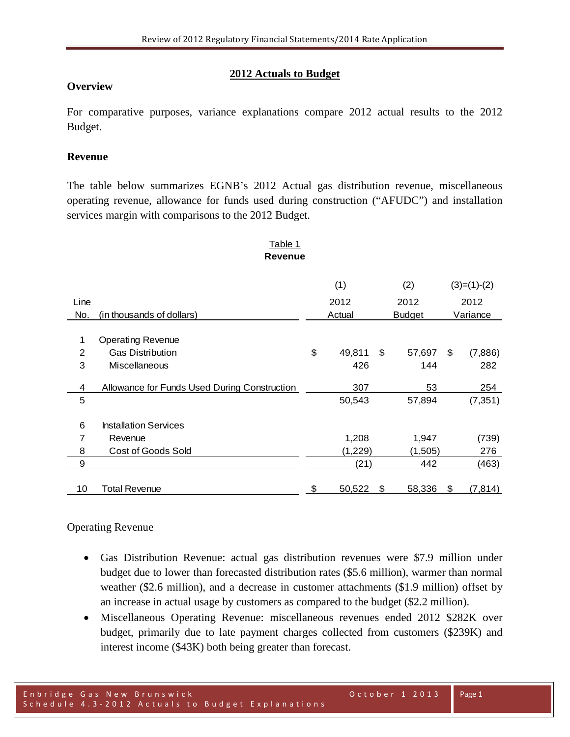## 2012 Actuals to Budget

### Overview

For comparative purposes, variance explanations compare 2012 actual results to the 2012 Budget.

### Revenue

The table below summarizes EGNB's 2012 Actual gas distribution revenue, miscellaneous operating revenue, allowance for funds used during construction ("AFUDC") and installation services margin with comparisons to the 2012 Budget.

Table 1
**Revenue**

| Line No. | (in thousands of dollars) | (1) 2012 Actual | (2) 2012 Budget | (3)=(1)-(2) 2012 Variance |
|---|---|---|---|---|
| 1 | Operating Revenue | | | |
| 2 | Gas Distribution | $ 49,811 | $ 57,697 | $ (7,886) |
| 3 | Miscellaneous | 426 | 144 | 282 |
| 4 | Allowance for Funds Used During Construction | 307 | 53 | 254 |
| 5 | | 50,543 | 57,894 | (7,351) |
| 6 | Installation Services | | | |
| 7 | Revenue | 1,208 | 1,947 | (739) |
| 8 | Cost of Goods Sold | (1,229) | (1,505) | 276 |
| 9 | | (21) | 442 | (463) |
| 10 | Total Revenue | $ 50,522 | $ 58,336 | $ (7,814) |

Operating Revenue

- Gas Distribution Revenue: actual gas distribution revenues were $7.9 million under budget due to lower than forecasted distribution rates ($5.6 million), warmer than normal weather ($2.6 million), and a decrease in customer attachments ($1.9 million) offset by an increase in actual usage by customers as compared to the budget ($2.2 million).
- Miscellaneous Operating Revenue: miscellaneous revenues ended 2012 $282K over budget, primarily due to late payment charges collected from customers ($239K) and interest income ($43K) both being greater than forecast.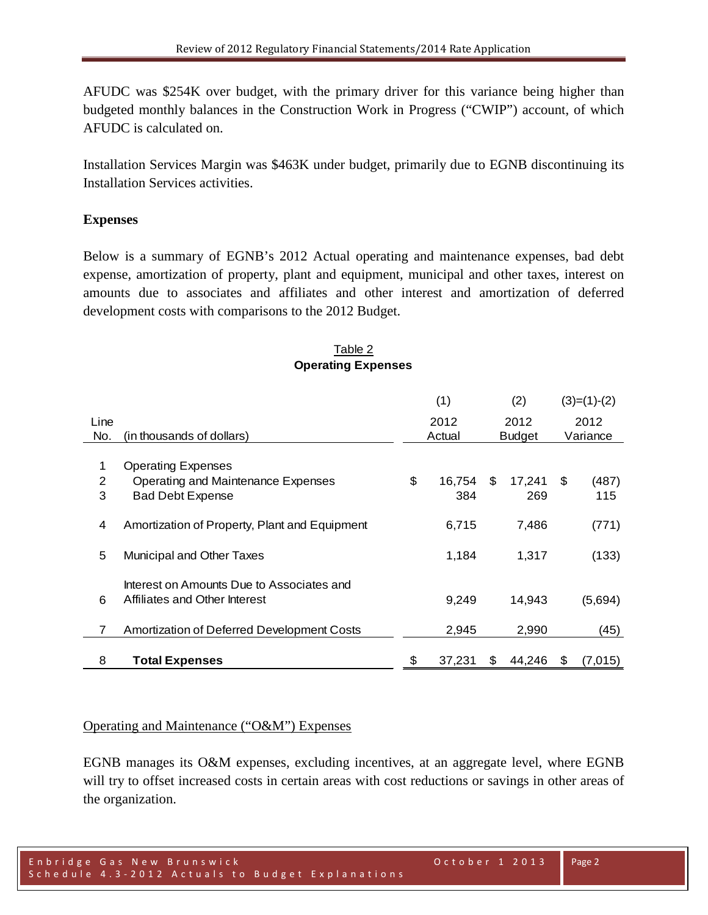AFUDC was $254K over budget, with the primary driver for this variance being higher than budgeted monthly balances in the Construction Work in Progress ("CWIP") account, of which AFUDC is calculated on.

Installation Services Margin was $463K under budget, primarily due to EGNB discontinuing its Installation Services activities.

**Expenses**

Below is a summary of EGNB's 2012 Actual operating and maintenance expenses, bad debt expense, amortization of property, plant and equipment, municipal and other taxes, interest on amounts due to associates and affiliates and other interest and amortization of deferred development costs with comparisons to the 2012 Budget.

Table 2
**Operating Expenses**

| Line No. | (in thousands of dollars) | (1) 2012 Actual | (2) 2012 Budget | (3)=(1)-(2) 2012 Variance |
|---|---|---|---|---|
| 1 | Operating Expenses | | | |
| 2 | Operating and Maintenance Expenses | $ 16,754 | $ 17,241 | $ (487) |
| 3 | Bad Debt Expense | 384 | 269 | 115 |
| 4 | Amortization of Property, Plant and Equipment | 6,715 | 7,486 | (771) |
| 5 | Municipal and Other Taxes | 1,184 | 1,317 | (133) |
| 6 | Interest on Amounts Due to Associates and Affiliates and Other Interest | 9,249 | 14,943 | (5,694) |
| 7 | Amortization of Deferred Development Costs | 2,945 | 2,990 | (45) |
| 8 | **Total Expenses** | $ 37,231 | $ 44,246 | $ (7,015) |

Operating and Maintenance ("O&M") Expenses

EGNB manages its O&M expenses, excluding incentives, at an aggregate level, where EGNB will try to offset increased costs in certain areas with cost reductions or savings in other areas of the organization.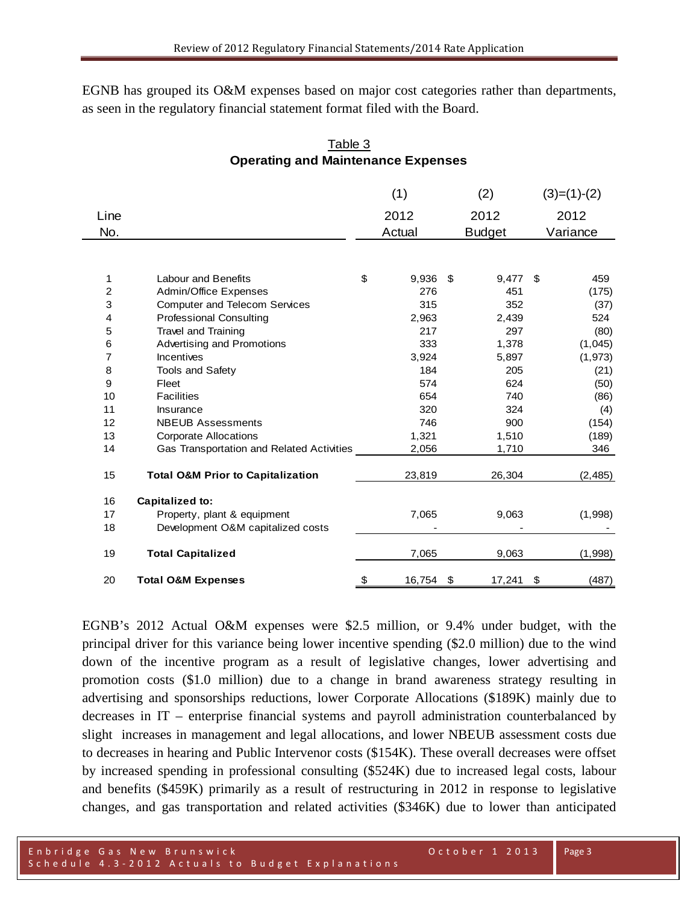EGNB has grouped its O&M expenses based on major cost categories rather than departments, as seen in the regulatory financial statement format filed with the Board.

Table 3
**Operating and Maintenance Expenses**

| Line No. | | (1) 2012 Actual | (2) 2012 Budget | (3)=(1)-(2) 2012 Variance |
|---|---|---|---|---|
| 1 | Labour and Benefits | $ 9,936 | $ 9,477 | $ 459 |
| 2 | Admin/Office Expenses | 276 | 451 | (175) |
| 3 | Computer and Telecom Services | 315 | 352 | (37) |
| 4 | Professional Consulting | 2,963 | 2,439 | 524 |
| 5 | Travel and Training | 217 | 297 | (80) |
| 6 | Advertising and Promotions | 333 | 1,378 | (1,045) |
| 7 | Incentives | 3,924 | 5,897 | (1,973) |
| 8 | Tools and Safety | 184 | 205 | (21) |
| 9 | Fleet | 574 | 624 | (50) |
| 10 | Facilities | 654 | 740 | (86) |
| 11 | Insurance | 320 | 324 | (4) |
| 12 | NBEUB Assessments | 746 | 900 | (154) |
| 13 | Corporate Allocations | 1,321 | 1,510 | (189) |
| 14 | Gas Transportation and Related Activities | 2,056 | 1,710 | 346 |
| 15 | **Total O&M Prior to Capitalization** | 23,819 | 26,304 | (2,485) |
| 16 | **Capitalized to:** | | | |
| 17 | Property, plant & equipment | 7,065 | 9,063 | (1,998) |
| 18 | Development O&M capitalized costs | - | - | - |
| 19 | **Total Capitalized** | 7,065 | 9,063 | (1,998) |
| 20 | **Total O&M Expenses** | $ 16,754 | $ 17,241 | $ (487) |

EGNB's 2012 Actual O&M expenses were $2.5 million, or 9.4% under budget, with the principal driver for this variance being lower incentive spending ($2.0 million) due to the wind down of the incentive program as a result of legislative changes, lower advertising and promotion costs ($1.0 million) due to a change in brand awareness strategy resulting in advertising and sponsorships reductions, lower Corporate Allocations ($189K) mainly due to decreases in IT – enterprise financial systems and payroll administration counterbalanced by slight increases in management and legal allocations, and lower NBEUB assessment costs due to decreases in hearing and Public Intervenor costs ($154K). These overall decreases were offset by increased spending in professional consulting ($524K) due to increased legal costs, labour and benefits ($459K) primarily as a result of restructuring in 2012 in response to legislative changes, and gas transportation and related activities ($346K) due to lower than anticipated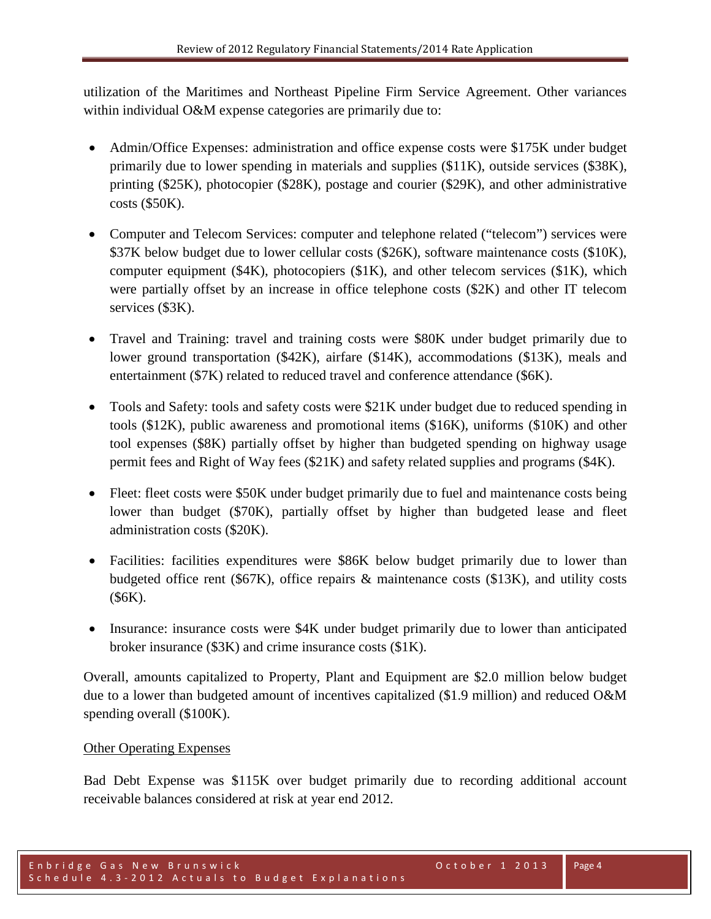utilization of the Maritimes and Northeast Pipeline Firm Service Agreement. Other variances within individual O&M expense categories are primarily due to:

- Admin/Office Expenses: administration and office expense costs were $175K under budget primarily due to lower spending in materials and supplies ($11K), outside services ($38K), printing ($25K), photocopier ($28K), postage and courier ($29K), and other administrative costs ($50K).
- Computer and Telecom Services: computer and telephone related ("telecom") services were $37K below budget due to lower cellular costs ($26K), software maintenance costs ($10K), computer equipment ($4K), photocopiers ($1K), and other telecom services ($1K), which were partially offset by an increase in office telephone costs ($2K) and other IT telecom services ($3K).
- Travel and Training: travel and training costs were $80K under budget primarily due to lower ground transportation ($42K), airfare ($14K), accommodations ($13K), meals and entertainment ($7K) related to reduced travel and conference attendance ($6K).
- Tools and Safety: tools and safety costs were $21K under budget due to reduced spending in tools ($12K), public awareness and promotional items ($16K), uniforms ($10K) and other tool expenses ($8K) partially offset by higher than budgeted spending on highway usage permit fees and Right of Way fees ($21K) and safety related supplies and programs ($4K).
- Fleet: fleet costs were $50K under budget primarily due to fuel and maintenance costs being lower than budget ($70K), partially offset by higher than budgeted lease and fleet administration costs ($20K).
- Facilities: facilities expenditures were $86K below budget primarily due to lower than budgeted office rent ($67K), office repairs & maintenance costs ($13K), and utility costs ($6K).
- Insurance: insurance costs were $4K under budget primarily due to lower than anticipated broker insurance ($3K) and crime insurance costs ($1K).

Overall, amounts capitalized to Property, Plant and Equipment are $2.0 million below budget due to a lower than budgeted amount of incentives capitalized ($1.9 million) and reduced O&M spending overall ($100K).

## Other Operating Expenses

Bad Debt Expense was $115K over budget primarily due to recording additional account receivable balances considered at risk at year end 2012.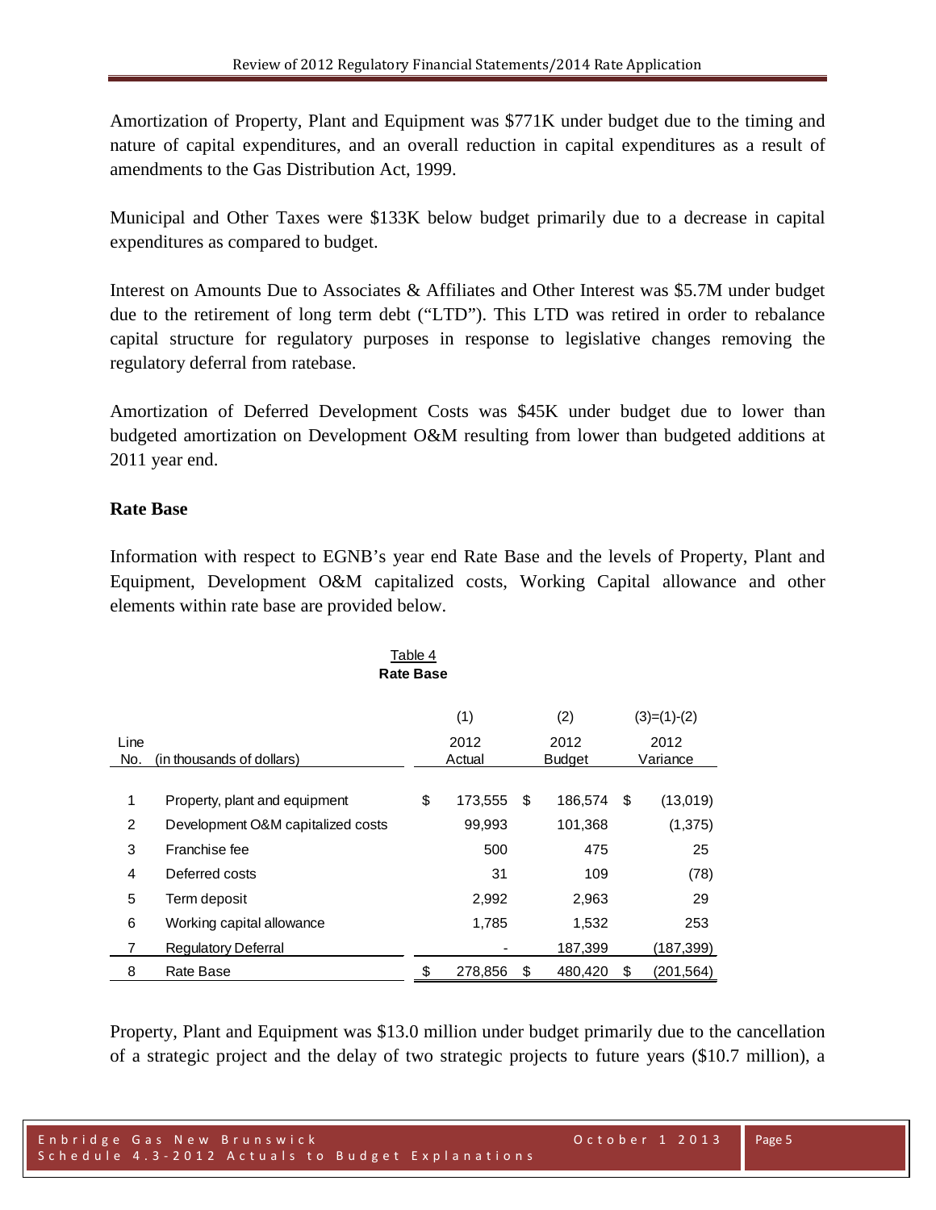Amortization of Property, Plant and Equipment was $771K under budget due to the timing and nature of capital expenditures, and an overall reduction in capital expenditures as a result of amendments to the Gas Distribution Act, 1999.

Municipal and Other Taxes were $133K below budget primarily due to a decrease in capital expenditures as compared to budget.

Interest on Amounts Due to Associates & Affiliates and Other Interest was $5.7M under budget due to the retirement of long term debt ("LTD"). This LTD was retired in order to rebalance capital structure for regulatory purposes in response to legislative changes removing the regulatory deferral from ratebase.

Amortization of Deferred Development Costs was $45K under budget due to lower than budgeted amortization on Development O&M resulting from lower than budgeted additions at 2011 year end.

**Rate Base**

Information with respect to EGNB's year end Rate Base and the levels of Property, Plant and Equipment, Development O&M capitalized costs, Working Capital allowance and other elements within rate base are provided below.

Table 4
**Rate Base**

| Line No. | (in thousands of dollars) | (1) 2012 Actual | (2) 2012 Budget | (3)=(1)-(2) 2012 Variance |
|---|---|---|---|---|
| 1 | Property, plant and equipment | $ 173,555 | $ 186,574 | $ (13,019) |
| 2 | Development O&M capitalized costs | 99,993 | 101,368 | (1,375) |
| 3 | Franchise fee | 500 | 475 | 25 |
| 4 | Deferred costs | 31 | 109 | (78) |
| 5 | Term deposit | 2,992 | 2,963 | 29 |
| 6 | Working capital allowance | 1,785 | 1,532 | 253 |
| 7 | Regulatory Deferral | - | 187,399 | (187,399) |
| 8 | Rate Base | $ 278,856 | $ 480,420 | $ (201,564) |

Property, Plant and Equipment was $13.0 million under budget primarily due to the cancellation of a strategic project and the delay of two strategic projects to future years ($10.7 million), a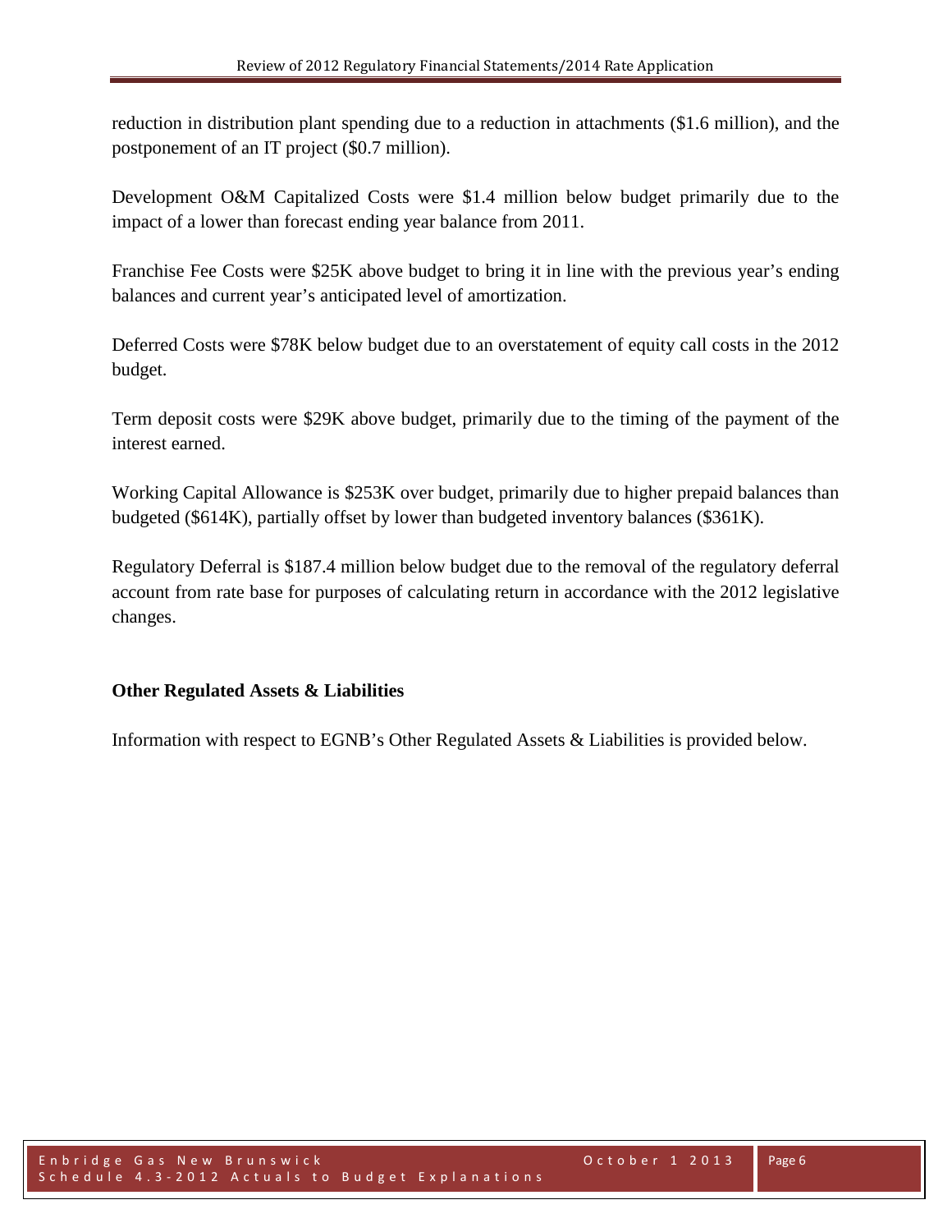reduction in distribution plant spending due to a reduction in attachments ($1.6 million), and the postponement of an IT project ($0.7 million).

Development O&M Capitalized Costs were $1.4 million below budget primarily due to the impact of a lower than forecast ending year balance from 2011.

Franchise Fee Costs were $25K above budget to bring it in line with the previous year's ending balances and current year's anticipated level of amortization.

Deferred Costs were $78K below budget due to an overstatement of equity call costs in the 2012 budget.

Term deposit costs were $29K above budget, primarily due to the timing of the payment of the interest earned.

Working Capital Allowance is $253K over budget, primarily due to higher prepaid balances than budgeted ($614K), partially offset by lower than budgeted inventory balances ($361K).

Regulatory Deferral is $187.4 million below budget due to the removal of the regulatory deferral account from rate base for purposes of calculating return in accordance with the 2012 legislative changes.

**Other Regulated Assets & Liabilities**

Information with respect to EGNB's Other Regulated Assets & Liabilities is provided below.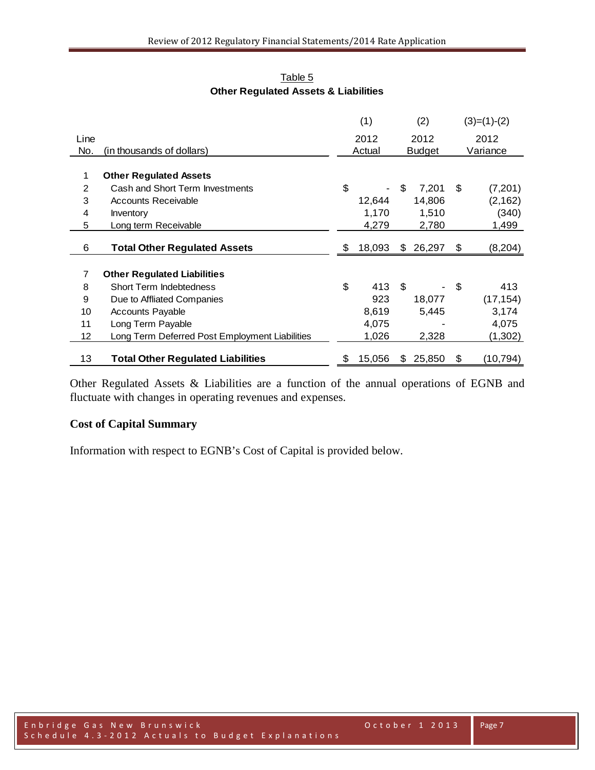Table 5

**Other Regulated Assets & Liabilities**

| Line No. | (in thousands of dollars) | (1) 2012 Actual | (2) 2012 Budget | (3)=(1)-(2) 2012 Variance |
|---|---|---|---|---|
| 1 | **Other Regulated Assets** | | | |
| 2 | Cash and Short Term Investments | $ - | $ 7,201 | $ (7,201) |
| 3 | Accounts Receivable | 12,644 | 14,806 | (2,162) |
| 4 | Inventory | 1,170 | 1,510 | (340) |
| 5 | Long term Receivable | 4,279 | 2,780 | 1,499 |
| 6 | **Total Other Regulated Assets** | $ 18,093 | $ 26,297 | $ (8,204) |
| 7 | **Other Regulated Liabilities** | | | |
| 8 | Short Term Indebtedness | $ 413 | $ - | $ 413 |
| 9 | Due to Affliated Companies | 923 | 18,077 | (17,154) |
| 10 | Accounts Payable | 8,619 | 5,445 | 3,174 |
| 11 | Long Term Payable | 4,075 | - | 4,075 |
| 12 | Long Term Deferred Post Employment Liabilities | 1,026 | 2,328 | (1,302) |
| 13 | **Total Other Regulated Liabilities** | $ 15,056 | $ 25,850 | $ (10,794) |

Other Regulated Assets & Liabilities are a function of the annual operations of EGNB and fluctuate with changes in operating revenues and expenses.

**Cost of Capital Summary**

Information with respect to EGNB's Cost of Capital is provided below.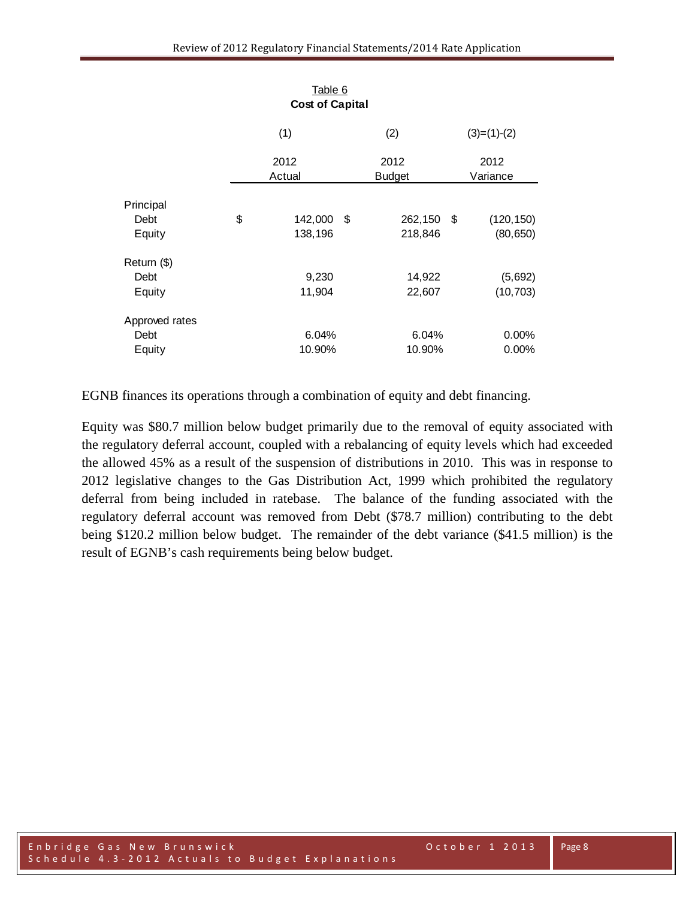Table 6
**Cost of Capital**

| | (1) | (2) | (3)=(1)-(2) |
|---|---|---|---|
| | 2012 Actual | 2012 Budget | 2012 Variance |
| Principal | | | |
| Debt | $ 142,000 | $ 262,150 | $ (120,150) |
| Equity | 138,196 | 218,846 | (80,650) |
| Return ($) | | | |
| Debt | 9,230 | 14,922 | (5,692) |
| Equity | 11,904 | 22,607 | (10,703) |
| Approved rates | | | |
| Debt | 6.04% | 6.04% | 0.00% |
| Equity | 10.90% | 10.90% | 0.00% |

EGNB finances its operations through a combination of equity and debt financing.

Equity was $80.7 million below budget primarily due to the removal of equity associated with the regulatory deferral account, coupled with a rebalancing of equity levels which had exceeded the allowed 45% as a result of the suspension of distributions in 2010. This was in response to 2012 legislative changes to the Gas Distribution Act, 1999 which prohibited the regulatory deferral from being included in ratebase. The balance of the funding associated with the regulatory deferral account was removed from Debt ($78.7 million) contributing to the debt being $120.2 million below budget. The remainder of the debt variance ($41.5 million) is the result of EGNB's cash requirements being below budget.